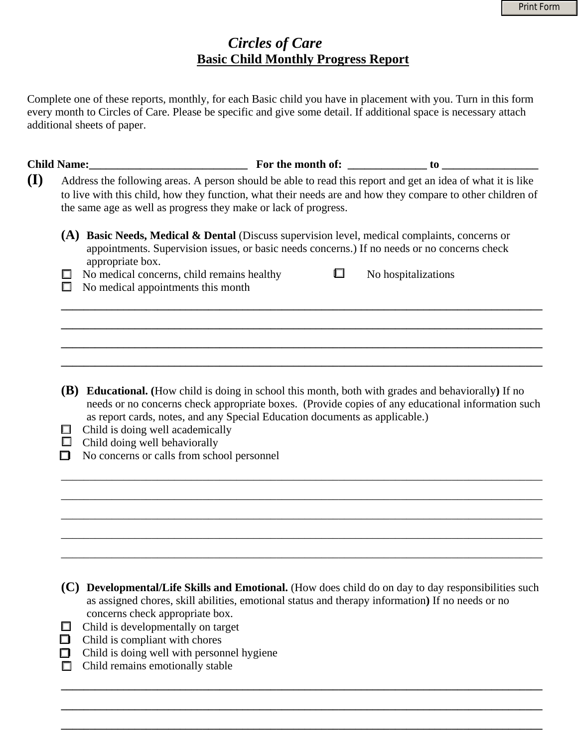# *Circles of Care*

## Basic Child Monthly Progress Report

Complete one of these reports, monthly, for each Basic child you have in placement with you. Turn in this form every month to Circles of Care. Please be specific and give some detail. If additional space is necessary attach additional sheets of paper.

**Child Name:**____________________________ **For the month of:** ______________ **to** _________________

**(I)** Address the following areas. A person should be able to read this report and get an idea of what it is like to live with this child, how they function, what their needs are and how they compare to other children of the same age as well as progress they make or lack of progress.

**(A) Basic Needs, Medical & Dental** (Discuss supervision level, medical complaints, concerns or appointments. Supervision issues, or basic needs concerns.) If no needs or no concerns check appropriate box.

- ☐ No medical concerns, child remains healthy
- ☐ No hospitalizations
- ☐ No medical appointments this month

____________________________________________________________________________________

____________________________________________________________________________________

____________________________________________________________________________________

____________________________________________________________________________________

**(B) Educational. (**How child is doing in school this month, both with grades and behaviorally**)** If no needs or no concerns check appropriate boxes. (Provide copies of any educational information such as report cards, notes, and any Special Education documents as applicable.)

- ☐ Child is doing well academically
- ☐ Child doing well behaviorally
- ☐ No concerns or calls from school personnel

____________________________________________________________________________________

____________________________________________________________________________________

____________________________________________________________________________________

____________________________________________________________________________________

____________________________________________________________________________________

**(C) Developmental/Life Skills and Emotional.** (How does child do on day to day responsibilities such as assigned chores, skill abilities, emotional status and therapy information**)** If no needs or no concerns check appropriate box.

- ☐ Child is developmentally on target
- ☐ Child is compliant with chores
- ☐ Child is doing well with personnel hygiene
- ☐ Child remains emotionally stable

____________________________________________________________________________________

____________________________________________________________________________________

____________________________________________________________________________________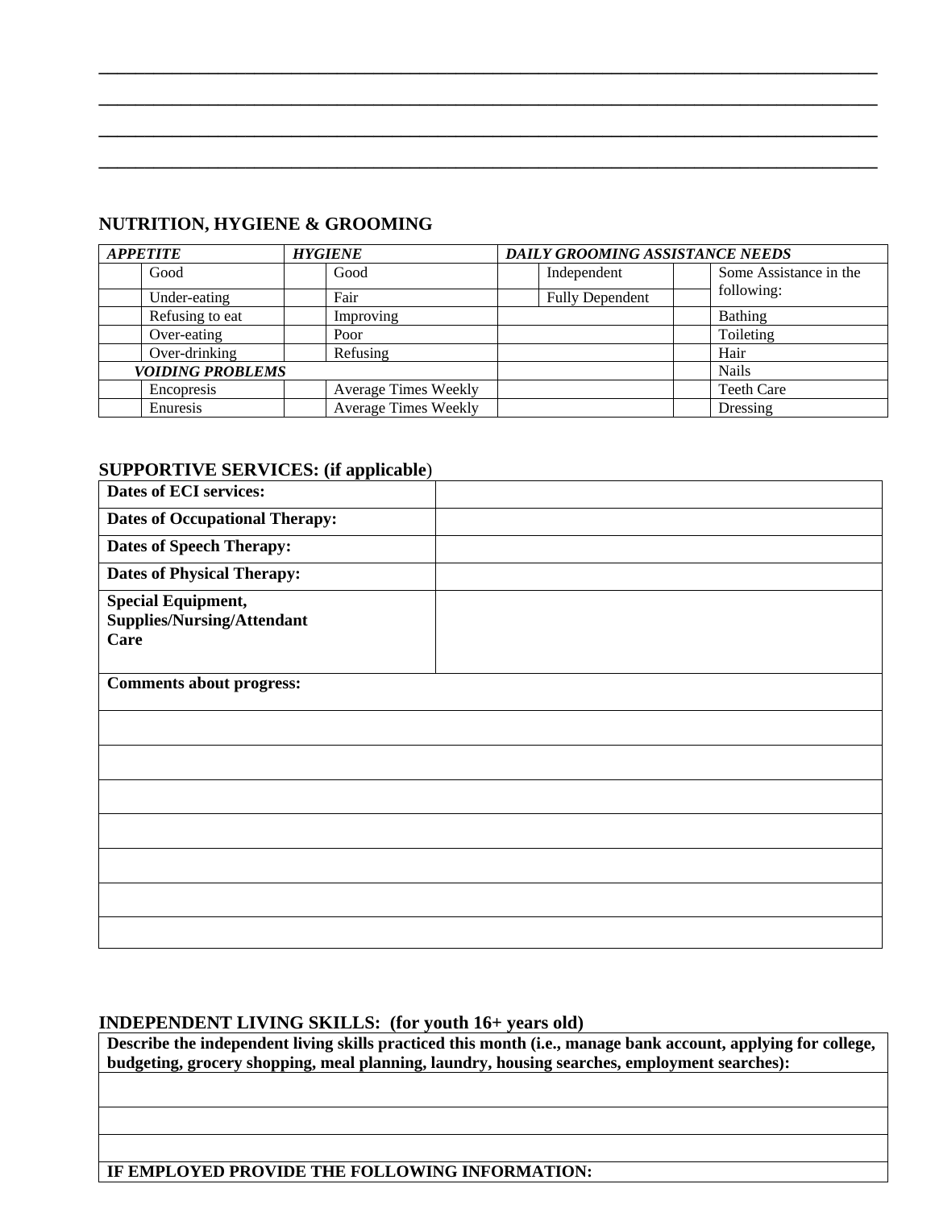\_\_\_\_\_\_\_\_\_\_\_\_\_\_\_\_\_\_\_\_\_\_\_\_\_\_\_\_\_\_\_\_\_\_\_\_\_\_\_\_\_\_\_\_\_\_\_\_\_\_\_\_\_\_\_\_\_\_\_\_\_\_\_\_\_\_\_\_\_\_\_\_\_\_\_\_

\_\_\_\_\_\_\_\_\_\_\_\_\_\_\_\_\_\_\_\_\_\_\_\_\_\_\_\_\_\_\_\_\_\_\_\_\_\_\_\_\_\_\_\_\_\_\_\_\_\_\_\_\_\_\_\_\_\_\_\_\_\_\_\_\_\_\_\_\_\_\_\_\_\_\_\_

\_\_\_\_\_\_\_\_\_\_\_\_\_\_\_\_\_\_\_\_\_\_\_\_\_\_\_\_\_\_\_\_\_\_\_\_\_\_\_\_\_\_\_\_\_\_\_\_\_\_\_\_\_\_\_\_\_\_\_\_\_\_\_\_\_\_\_\_\_\_\_\_\_\_\_\_

\_\_\_\_\_\_\_\_\_\_\_\_\_\_\_\_\_\_\_\_\_\_\_\_\_\_\_\_\_\_\_\_\_\_\_\_\_\_\_\_\_\_\_\_\_\_\_\_\_\_\_\_\_\_\_\_\_\_\_\_\_\_\_\_\_\_\_\_\_\_\_\_\_\_\_\_

## NUTRITION, HYGIENE & GROOMING

| ***APPETITE*** | | ***HYGIENE*** | | ***DAILY GROOMING ASSISTANCE NEEDS*** | | | |
|---|---|---|---|---|---|---|---|
| | Good | | Good | | Independent | | Some Assistance in the following: |
| | Under-eating | | Fair | | Fully Dependent | | |
| | Refusing to eat | | Improving | | | | Bathing |
| | Over-eating | | Poor | | | | Toileting |
| | Over-drinking | | Refusing | | | | Hair |
| ***VOIDING PROBLEMS*** | | | | | | | Nails |
| | Encopresis | | Average Times Weekly | | | | Teeth Care |
| | Enuresis | | Average Times Weekly | | | | Dressing |

## SUPPORTIVE SERVICES: (if applicable)

| **Dates of ECI services:** | |
|---|---|
| **Dates of Occupational Therapy:** | |
| **Dates of Speech Therapy:** | |
| **Dates of Physical Therapy:** | |
| **Special Equipment, Supplies/Nursing/Attendant Care** | |
| **Comments about progress:** | |
| | |
| | |
| | |
| | |
| | |
| | |
| | |

## INDEPENDENT LIVING SKILLS: (for youth 16+ years old)

| **Describe the independent living skills practiced this month (i.e., manage bank account, applying for college, budgeting, grocery shopping, meal planning, laundry, housing searches, employment searches):** |
|---|
| |
| |
| |
| **IF EMPLOYED PROVIDE THE FOLLOWING INFORMATION:** |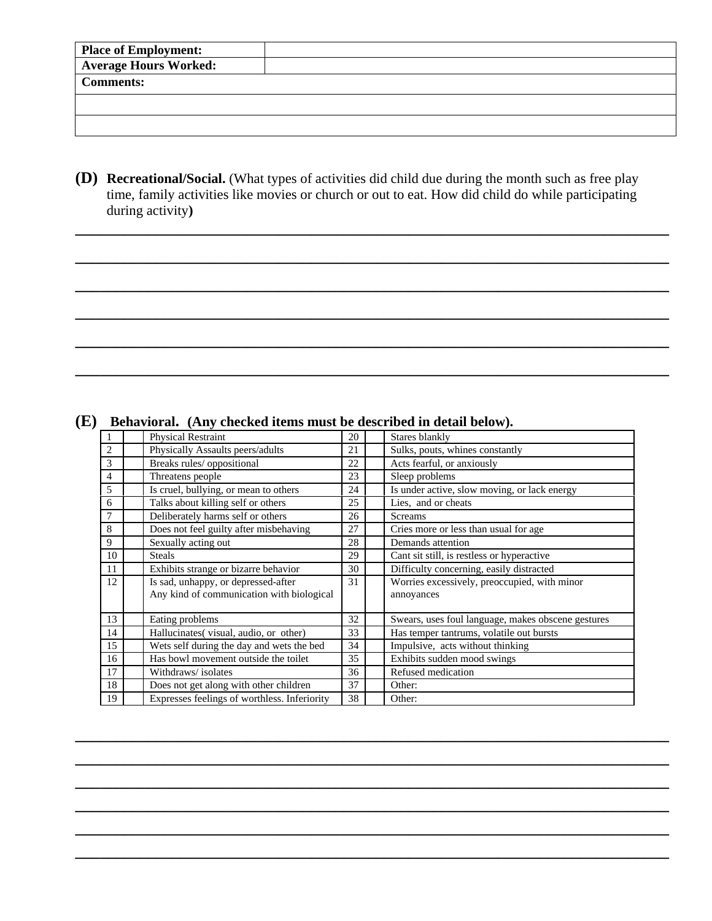| **Place of Employment:** | |
|---|---|
| **Average Hours Worked:** | |
| **Comments:** | |
| | |
| | |

**(D) Recreational/Social.** (What types of activities did child due during the month such as free play time, family activities like movies or church or out to eat. How did child do while participating during activity**)**

______________________________________________________________________________

______________________________________________________________________________

______________________________________________________________________________

______________________________________________________________________________

______________________________________________________________________________

______________________________________________________________________________

**(E) Behavioral. (Any checked items must be described in detail below).**

| | | | | | |
|---|---|---|---|---|---|
| 1 | | Physical Restraint | 20 | | Stares blankly |
| 2 | | Physically Assaults peers/adults | 21 | | Sulks, pouts, whines constantly |
| 3 | | Breaks rules/ oppositional | 22 | | Acts fearful, or anxiously |
| 4 | | Threatens people | 23 | | Sleep problems |
| 5 | | Is cruel, bullying, or mean to others | 24 | | Is under active, slow moving, or lack energy |
| 6 | | Talks about killing self or others | 25 | | Lies, and or cheats |
| 7 | | Deliberately harms self or others | 26 | | Screams |
| 8 | | Does not feel guilty after misbehaving | 27 | | Cries more or less than usual for age |
| 9 | | Sexually acting out | 28 | | Demands attention |
| 10 | | Steals | 29 | | Cant sit still, is restless or hyperactive |
| 11 | | Exhibits strange or bizarre behavior | 30 | | Difficulty concerning, easily distracted |
| 12 | | Is sad, unhappy, or depressed-after Any kind of communication with biological | 31 | | Worries excessively, preoccupied, with minor annoyances |
| 13 | | Eating problems | 32 | | Swears, uses foul language, makes obscene gestures |
| 14 | | Hallucinates( visual, audio, or other) | 33 | | Has temper tantrums, volatile out bursts |
| 15 | | Wets self during the day and wets the bed | 34 | | Impulsive, acts without thinking |
| 16 | | Has bowl movement outside the toilet | 35 | | Exhibits sudden mood swings |
| 17 | | Withdraws/ isolates | 36 | | Refused medication |
| 18 | | Does not get along with other children | 37 | | Other: |
| 19 | | Expresses feelings of worthless. Inferiority | 38 | | Other: |

______________________________________________________________________________

______________________________________________________________________________

______________________________________________________________________________

______________________________________________________________________________

______________________________________________________________________________

______________________________________________________________________________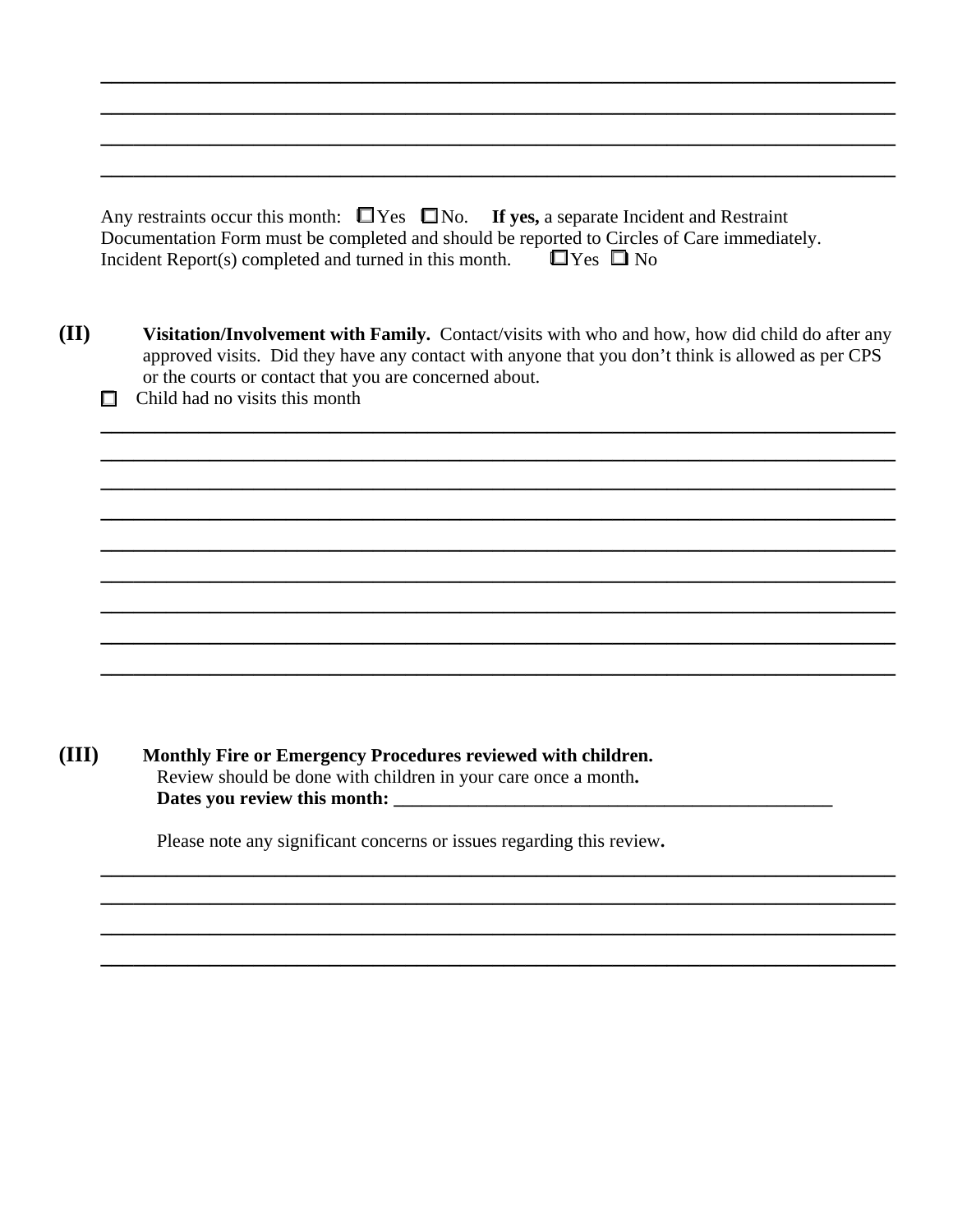\_\_\_\_\_\_\_\_\_\_\_\_\_\_\_\_\_\_\_\_\_\_\_\_\_\_\_\_\_\_\_\_\_\_\_\_\_\_\_\_\_\_\_\_\_\_\_\_\_\_\_\_\_\_\_\_\_\_\_\_\_\_\_\_\_\_\_\_\_\_\_\_\_\_\_\_\_\_

\_\_\_\_\_\_\_\_\_\_\_\_\_\_\_\_\_\_\_\_\_\_\_\_\_\_\_\_\_\_\_\_\_\_\_\_\_\_\_\_\_\_\_\_\_\_\_\_\_\_\_\_\_\_\_\_\_\_\_\_\_\_\_\_\_\_\_\_\_\_\_\_\_\_\_\_\_\_

\_\_\_\_\_\_\_\_\_\_\_\_\_\_\_\_\_\_\_\_\_\_\_\_\_\_\_\_\_\_\_\_\_\_\_\_\_\_\_\_\_\_\_\_\_\_\_\_\_\_\_\_\_\_\_\_\_\_\_\_\_\_\_\_\_\_\_\_\_\_\_\_\_\_\_\_\_\_

\_\_\_\_\_\_\_\_\_\_\_\_\_\_\_\_\_\_\_\_\_\_\_\_\_\_\_\_\_\_\_\_\_\_\_\_\_\_\_\_\_\_\_\_\_\_\_\_\_\_\_\_\_\_\_\_\_\_\_\_\_\_\_\_\_\_\_\_\_\_\_\_\_\_\_\_\_\_

Any restraints occur this month: ☐ Yes ☐ No. **If yes,** a separate Incident and Restraint Documentation Form must be completed and should be reported to Circles of Care immediately.
Incident Report(s) completed and turned in this month. ☐ Yes ☐ No

**(II)** **Visitation/Involvement with Family.** Contact/visits with who and how, how did child do after any approved visits. Did they have any contact with anyone that you don't think is allowed as per CPS or the courts or contact that you are concerned about.

☐ Child had no visits this month

\_\_\_\_\_\_\_\_\_\_\_\_\_\_\_\_\_\_\_\_\_\_\_\_\_\_\_\_\_\_\_\_\_\_\_\_\_\_\_\_\_\_\_\_\_\_\_\_\_\_\_\_\_\_\_\_\_\_\_\_\_\_\_\_\_\_\_\_\_\_\_\_\_\_\_\_\_\_

\_\_\_\_\_\_\_\_\_\_\_\_\_\_\_\_\_\_\_\_\_\_\_\_\_\_\_\_\_\_\_\_\_\_\_\_\_\_\_\_\_\_\_\_\_\_\_\_\_\_\_\_\_\_\_\_\_\_\_\_\_\_\_\_\_\_\_\_\_\_\_\_\_\_\_\_\_\_

\_\_\_\_\_\_\_\_\_\_\_\_\_\_\_\_\_\_\_\_\_\_\_\_\_\_\_\_\_\_\_\_\_\_\_\_\_\_\_\_\_\_\_\_\_\_\_\_\_\_\_\_\_\_\_\_\_\_\_\_\_\_\_\_\_\_\_\_\_\_\_\_\_\_\_\_\_\_

\_\_\_\_\_\_\_\_\_\_\_\_\_\_\_\_\_\_\_\_\_\_\_\_\_\_\_\_\_\_\_\_\_\_\_\_\_\_\_\_\_\_\_\_\_\_\_\_\_\_\_\_\_\_\_\_\_\_\_\_\_\_\_\_\_\_\_\_\_\_\_\_\_\_\_\_\_\_

\_\_\_\_\_\_\_\_\_\_\_\_\_\_\_\_\_\_\_\_\_\_\_\_\_\_\_\_\_\_\_\_\_\_\_\_\_\_\_\_\_\_\_\_\_\_\_\_\_\_\_\_\_\_\_\_\_\_\_\_\_\_\_\_\_\_\_\_\_\_\_\_\_\_\_\_\_\_

\_\_\_\_\_\_\_\_\_\_\_\_\_\_\_\_\_\_\_\_\_\_\_\_\_\_\_\_\_\_\_\_\_\_\_\_\_\_\_\_\_\_\_\_\_\_\_\_\_\_\_\_\_\_\_\_\_\_\_\_\_\_\_\_\_\_\_\_\_\_\_\_\_\_\_\_\_\_

\_\_\_\_\_\_\_\_\_\_\_\_\_\_\_\_\_\_\_\_\_\_\_\_\_\_\_\_\_\_\_\_\_\_\_\_\_\_\_\_\_\_\_\_\_\_\_\_\_\_\_\_\_\_\_\_\_\_\_\_\_\_\_\_\_\_\_\_\_\_\_\_\_\_\_\_\_\_

\_\_\_\_\_\_\_\_\_\_\_\_\_\_\_\_\_\_\_\_\_\_\_\_\_\_\_\_\_\_\_\_\_\_\_\_\_\_\_\_\_\_\_\_\_\_\_\_\_\_\_\_\_\_\_\_\_\_\_\_\_\_\_\_\_\_\_\_\_\_\_\_\_\_\_\_\_\_

\_\_\_\_\_\_\_\_\_\_\_\_\_\_\_\_\_\_\_\_\_\_\_\_\_\_\_\_\_\_\_\_\_\_\_\_\_\_\_\_\_\_\_\_\_\_\_\_\_\_\_\_\_\_\_\_\_\_\_\_\_\_\_\_\_\_\_\_\_\_\_\_\_\_\_\_\_\_

**(III)** **Monthly Fire or Emergency Procedures reviewed with children.**
Review should be done with children in your care once a month**.**
**Dates you review this month: \_\_\_\_\_\_\_\_\_\_\_\_\_\_\_\_\_\_\_\_\_\_\_\_\_\_\_\_\_\_\_\_\_\_\_\_\_\_\_\_\_\_\_\_\_\_\_**

Please note any significant concerns or issues regarding this review**.**

\_\_\_\_\_\_\_\_\_\_\_\_\_\_\_\_\_\_\_\_\_\_\_\_\_\_\_\_\_\_\_\_\_\_\_\_\_\_\_\_\_\_\_\_\_\_\_\_\_\_\_\_\_\_\_\_\_\_\_\_\_\_\_\_\_\_\_\_\_\_\_\_\_\_\_\_\_\_

\_\_\_\_\_\_\_\_\_\_\_\_\_\_\_\_\_\_\_\_\_\_\_\_\_\_\_\_\_\_\_\_\_\_\_\_\_\_\_\_\_\_\_\_\_\_\_\_\_\_\_\_\_\_\_\_\_\_\_\_\_\_\_\_\_\_\_\_\_\_\_\_\_\_\_\_\_\_

\_\_\_\_\_\_\_\_\_\_\_\_\_\_\_\_\_\_\_\_\_\_\_\_\_\_\_\_\_\_\_\_\_\_\_\_\_\_\_\_\_\_\_\_\_\_\_\_\_\_\_\_\_\_\_\_\_\_\_\_\_\_\_\_\_\_\_\_\_\_\_\_\_\_\_\_\_\_

\_\_\_\_\_\_\_\_\_\_\_\_\_\_\_\_\_\_\_\_\_\_\_\_\_\_\_\_\_\_\_\_\_\_\_\_\_\_\_\_\_\_\_\_\_\_\_\_\_\_\_\_\_\_\_\_\_\_\_\_\_\_\_\_\_\_\_\_\_\_\_\_\_\_\_\_\_\_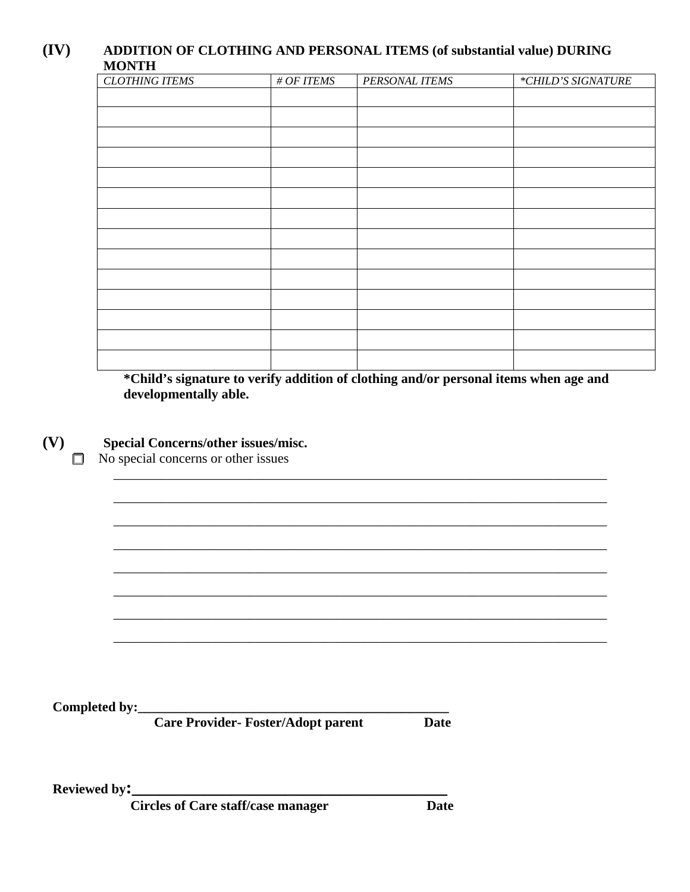## (IV) ADDITION OF CLOTHING AND PERSONAL ITEMS (of substantial value) DURING MONTH

| *CLOTHING ITEMS* | *# OF ITEMS* | *PERSONAL ITEMS* | **CHILD'S SIGNATURE* |
|---|---|---|---|
| | | | |
| | | | |
| | | | |
| | | | |
| | | | |
| | | | |
| | | | |
| | | | |
| | | | |
| | | | |
| | | | |
| | | | |
| | | | |
| | | | |

***Child's signature to verify addition of clothing and/or personal items when age and developmentally able.**

## (V) Special Concerns/other issues/misc.

☐ No special concerns or other issues

_____________________________________________________________________________

_____________________________________________________________________________

_____________________________________________________________________________

_____________________________________________________________________________

_____________________________________________________________________________

_____________________________________________________________________________

_____________________________________________________________________________

_____________________________________________________________________________

**Completed by:**_______________________________________________

**Care Provider- Foster/Adopt parent Date**

**Reviewed by:**_______________________________________________

**Circles of Care staff/case manager Date**